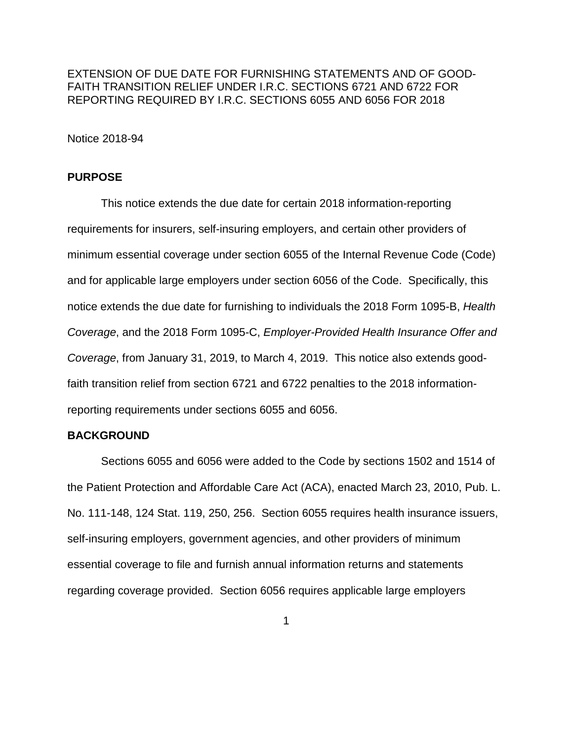EXTENSION OF DUE DATE FOR FURNISHING STATEMENTS AND OF GOOD-FAITH TRANSITION RELIEF UNDER I.R.C. SECTIONS 6721 AND 6722 FOR REPORTING REQUIRED BY I.R.C. SECTIONS 6055 AND 6056 FOR 2018

Notice 2018-94

**PURPOSE**

This notice extends the due date for certain 2018 information-reporting requirements for insurers, self-insuring employers, and certain other providers of minimum essential coverage under section 6055 of the Internal Revenue Code (Code) and for applicable large employers under section 6056 of the Code. Specifically, this notice extends the due date for furnishing to individuals the 2018 Form 1095-B, *Health Coverage*, and the 2018 Form 1095-C, *Employer-Provided Health Insurance Offer and Coverage*, from January 31, 2019, to March 4, 2019. This notice also extends good-faith transition relief from section 6721 and 6722 penalties to the 2018 information-reporting requirements under sections 6055 and 6056.

**BACKGROUND**

Sections 6055 and 6056 were added to the Code by sections 1502 and 1514 of the Patient Protection and Affordable Care Act (ACA), enacted March 23, 2010, Pub. L. No. 111-148, 124 Stat. 119, 250, 256. Section 6055 requires health insurance issuers, self-insuring employers, government agencies, and other providers of minimum essential coverage to file and furnish annual information returns and statements regarding coverage provided. Section 6056 requires applicable large employers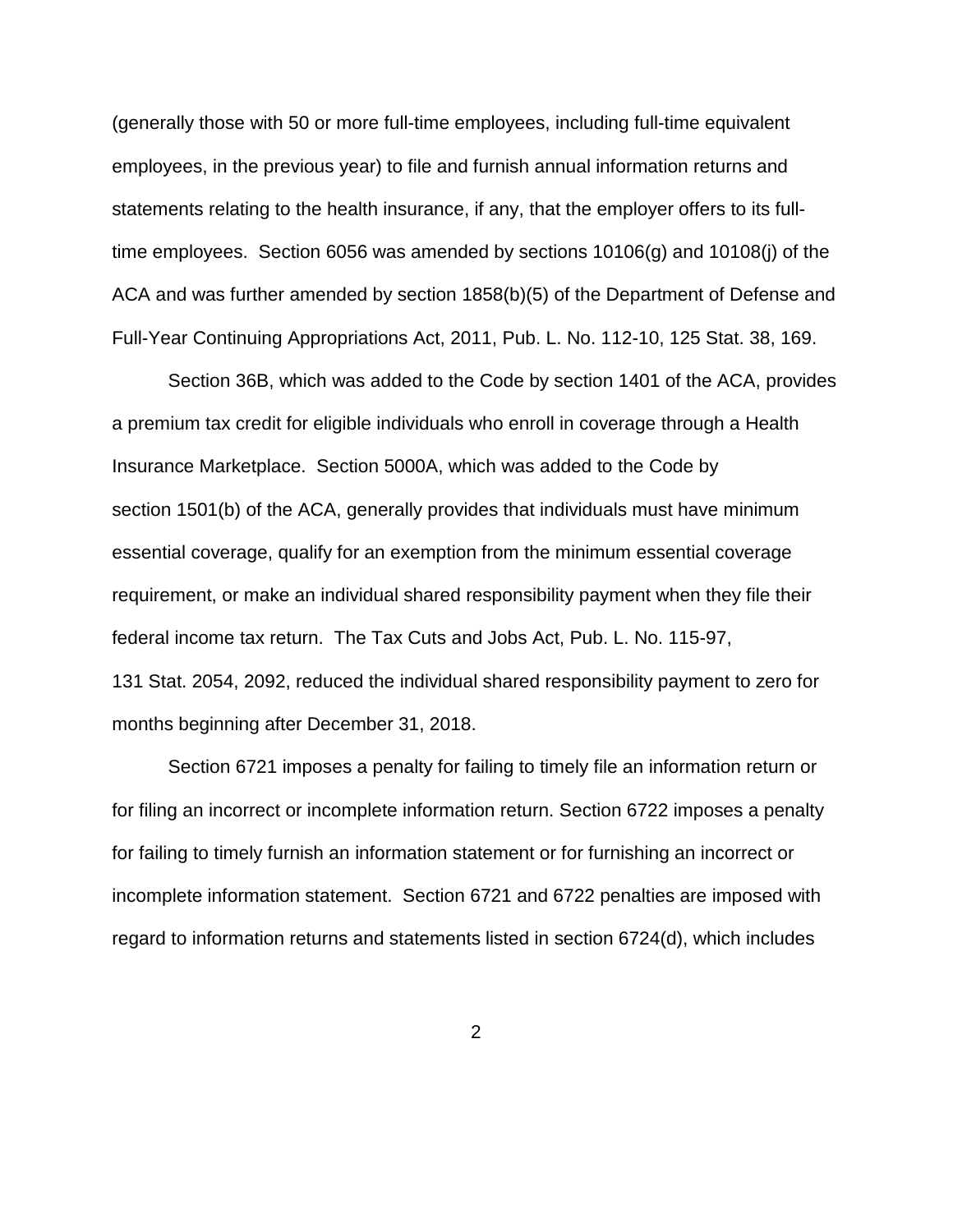(generally those with 50 or more full-time employees, including full-time equivalent employees, in the previous year) to file and furnish annual information returns and statements relating to the health insurance, if any, that the employer offers to its full-time employees. Section 6056 was amended by sections 10106(g) and 10108(j) of the ACA and was further amended by section 1858(b)(5) of the Department of Defense and Full-Year Continuing Appropriations Act, 2011, Pub. L. No. 112-10, 125 Stat. 38, 169.

Section 36B, which was added to the Code by section 1401 of the ACA, provides a premium tax credit for eligible individuals who enroll in coverage through a Health Insurance Marketplace. Section 5000A, which was added to the Code by section 1501(b) of the ACA, generally provides that individuals must have minimum essential coverage, qualify for an exemption from the minimum essential coverage requirement, or make an individual shared responsibility payment when they file their federal income tax return. The Tax Cuts and Jobs Act, Pub. L. No. 115-97, 131 Stat. 2054, 2092, reduced the individual shared responsibility payment to zero for months beginning after December 31, 2018.

Section 6721 imposes a penalty for failing to timely file an information return or for filing an incorrect or incomplete information return. Section 6722 imposes a penalty for failing to timely furnish an information statement or for furnishing an incorrect or incomplete information statement. Section 6721 and 6722 penalties are imposed with regard to information returns and statements listed in section 6724(d), which includes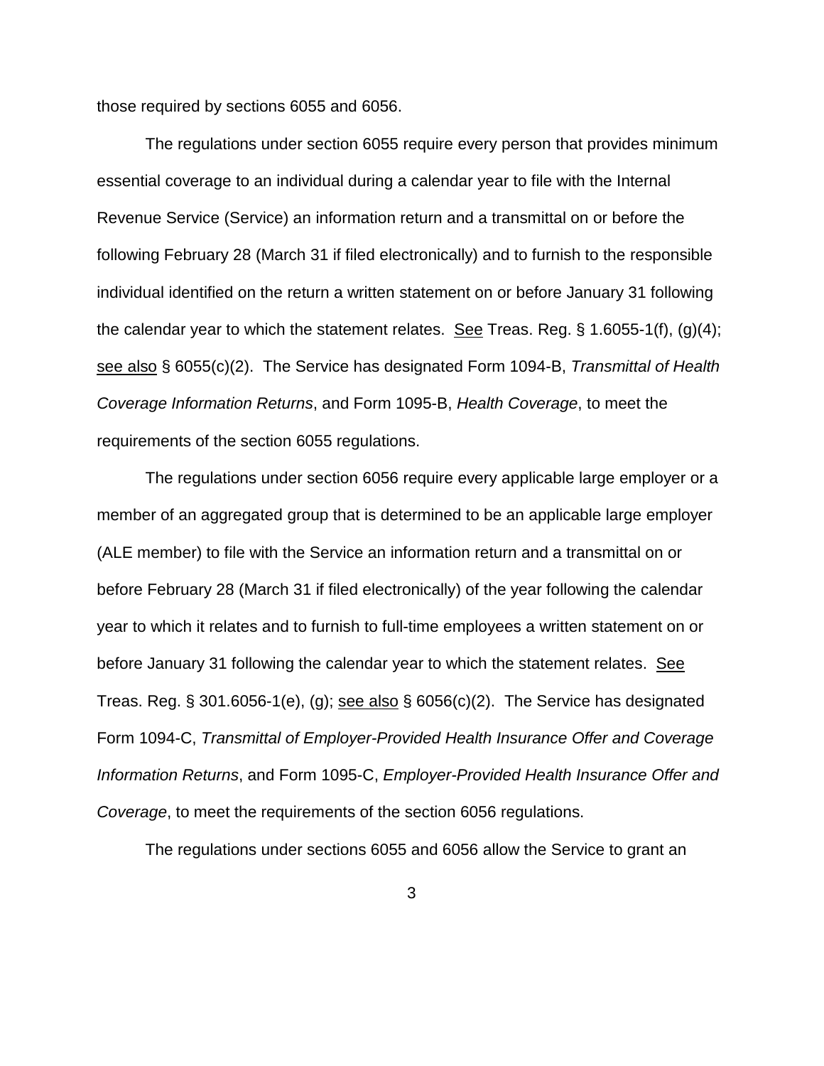those required by sections 6055 and 6056.

The regulations under section 6055 require every person that provides minimum essential coverage to an individual during a calendar year to file with the Internal Revenue Service (Service) an information return and a transmittal on or before the following February 28 (March 31 if filed electronically) and to furnish to the responsible individual identified on the return a written statement on or before January 31 following the calendar year to which the statement relates. See Treas. Reg. § 1.6055-1(f), (g)(4); see also § 6055(c)(2). The Service has designated Form 1094-B, *Transmittal of Health Coverage Information Returns*, and Form 1095-B, *Health Coverage*, to meet the requirements of the section 6055 regulations.

The regulations under section 6056 require every applicable large employer or a member of an aggregated group that is determined to be an applicable large employer (ALE member) to file with the Service an information return and a transmittal on or before February 28 (March 31 if filed electronically) of the year following the calendar year to which it relates and to furnish to full-time employees a written statement on or before January 31 following the calendar year to which the statement relates. See Treas. Reg. § 301.6056-1(e), (g); see also § 6056(c)(2). The Service has designated Form 1094-C, *Transmittal of Employer-Provided Health Insurance Offer and Coverage Information Returns*, and Form 1095-C, *Employer-Provided Health Insurance Offer and Coverage*, to meet the requirements of the section 6056 regulations.

The regulations under sections 6055 and 6056 allow the Service to grant an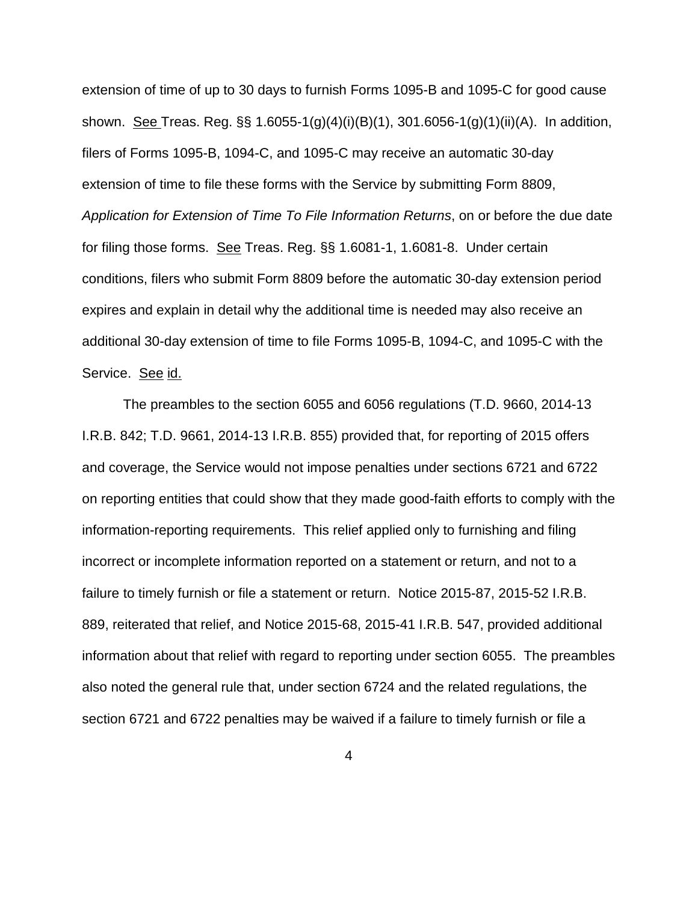extension of time of up to 30 days to furnish Forms 1095-B and 1095-C for good cause shown. See Treas. Reg. §§ 1.6055-1(g)(4)(i)(B)(1), 301.6056-1(g)(1)(ii)(A). In addition, filers of Forms 1095-B, 1094-C, and 1095-C may receive an automatic 30-day extension of time to file these forms with the Service by submitting Form 8809, *Application for Extension of Time To File Information Returns*, on or before the due date for filing those forms. See Treas. Reg. §§ 1.6081-1, 1.6081-8. Under certain conditions, filers who submit Form 8809 before the automatic 30-day extension period expires and explain in detail why the additional time is needed may also receive an additional 30-day extension of time to file Forms 1095-B, 1094-C, and 1095-C with the Service. See id.

The preambles to the section 6055 and 6056 regulations (T.D. 9660, 2014-13 I.R.B. 842; T.D. 9661, 2014-13 I.R.B. 855) provided that, for reporting of 2015 offers and coverage, the Service would not impose penalties under sections 6721 and 6722 on reporting entities that could show that they made good-faith efforts to comply with the information-reporting requirements. This relief applied only to furnishing and filing incorrect or incomplete information reported on a statement or return, and not to a failure to timely furnish or file a statement or return. Notice 2015-87, 2015-52 I.R.B. 889, reiterated that relief, and Notice 2015-68, 2015-41 I.R.B. 547, provided additional information about that relief with regard to reporting under section 6055. The preambles also noted the general rule that, under section 6724 and the related regulations, the section 6721 and 6722 penalties may be waived if a failure to timely furnish or file a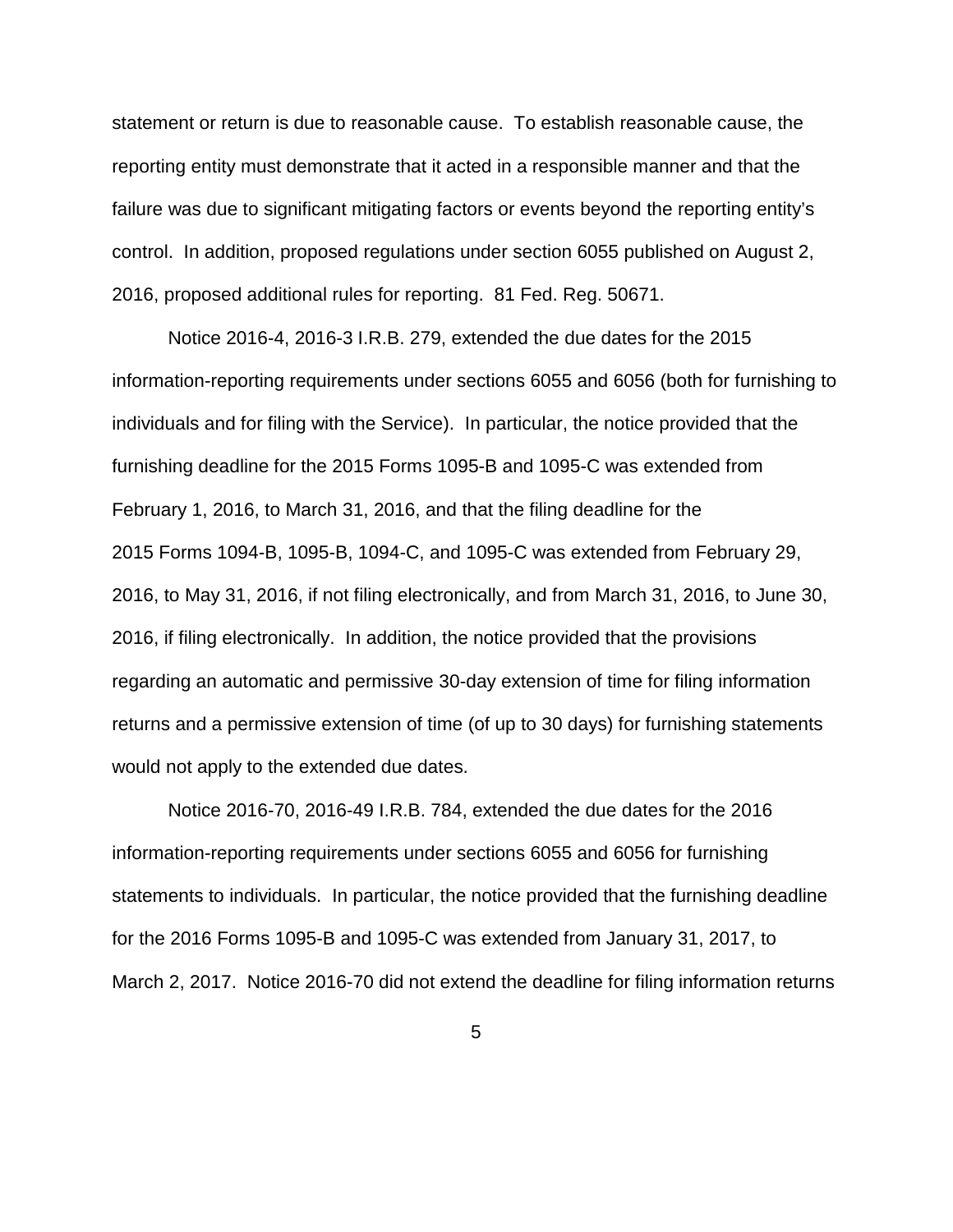statement or return is due to reasonable cause. To establish reasonable cause, the reporting entity must demonstrate that it acted in a responsible manner and that the failure was due to significant mitigating factors or events beyond the reporting entity's control. In addition, proposed regulations under section 6055 published on August 2, 2016, proposed additional rules for reporting. 81 Fed. Reg. 50671.

Notice 2016-4, 2016-3 I.R.B. 279, extended the due dates for the 2015 information-reporting requirements under sections 6055 and 6056 (both for furnishing to individuals and for filing with the Service). In particular, the notice provided that the furnishing deadline for the 2015 Forms 1095-B and 1095-C was extended from February 1, 2016, to March 31, 2016, and that the filing deadline for the 2015 Forms 1094-B, 1095-B, 1094-C, and 1095-C was extended from February 29, 2016, to May 31, 2016, if not filing electronically, and from March 31, 2016, to June 30, 2016, if filing electronically. In addition, the notice provided that the provisions regarding an automatic and permissive 30-day extension of time for filing information returns and a permissive extension of time (of up to 30 days) for furnishing statements would not apply to the extended due dates.

Notice 2016-70, 2016-49 I.R.B. 784, extended the due dates for the 2016 information-reporting requirements under sections 6055 and 6056 for furnishing statements to individuals. In particular, the notice provided that the furnishing deadline for the 2016 Forms 1095-B and 1095-C was extended from January 31, 2017, to March 2, 2017. Notice 2016-70 did not extend the deadline for filing information returns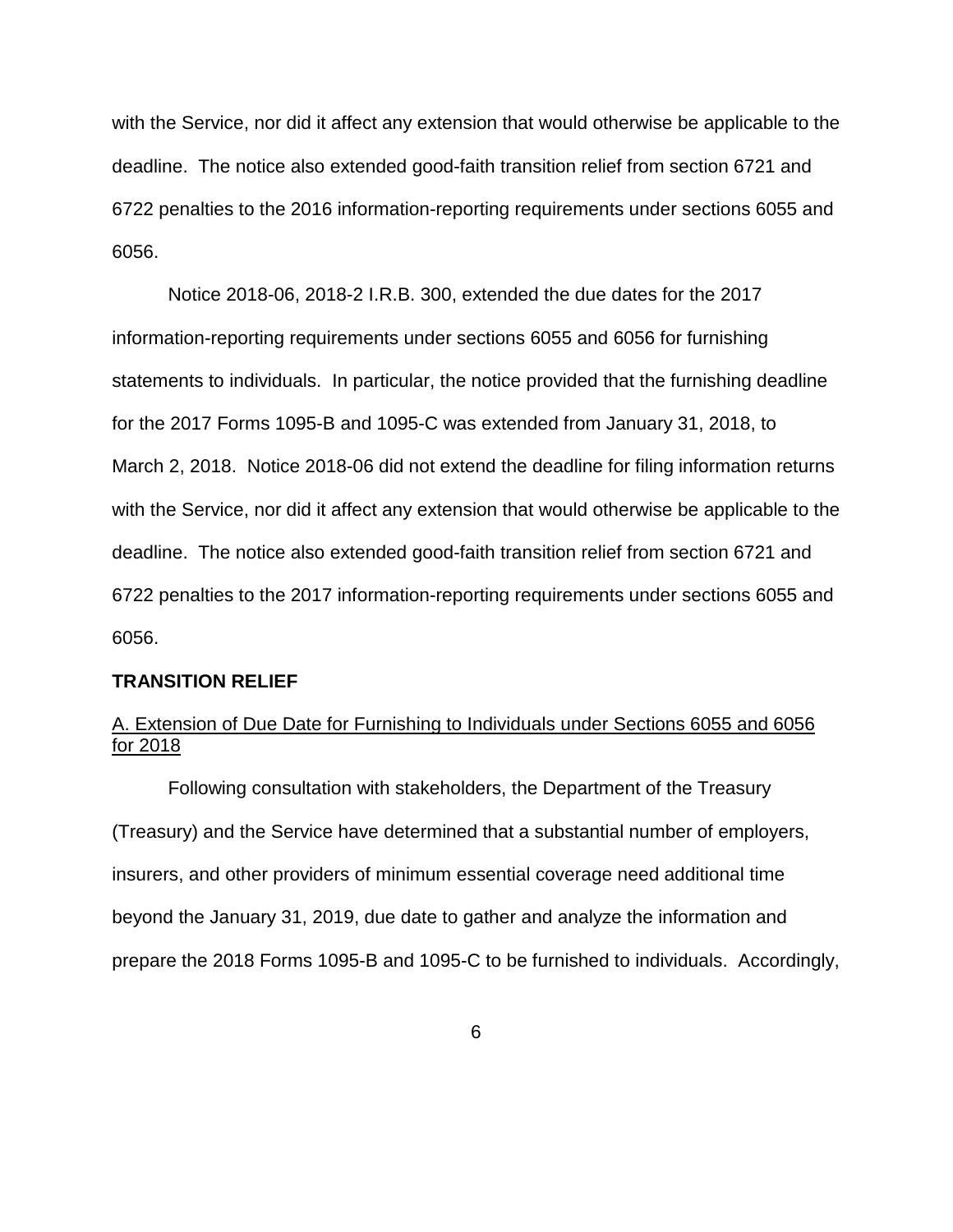with the Service, nor did it affect any extension that would otherwise be applicable to the deadline. The notice also extended good-faith transition relief from section 6721 and 6722 penalties to the 2016 information-reporting requirements under sections 6055 and 6056.

Notice 2018-06, 2018-2 I.R.B. 300, extended the due dates for the 2017 information-reporting requirements under sections 6055 and 6056 for furnishing statements to individuals. In particular, the notice provided that the furnishing deadline for the 2017 Forms 1095-B and 1095-C was extended from January 31, 2018, to March 2, 2018. Notice 2018-06 did not extend the deadline for filing information returns with the Service, nor did it affect any extension that would otherwise be applicable to the deadline. The notice also extended good-faith transition relief from section 6721 and 6722 penalties to the 2017 information-reporting requirements under sections 6055 and 6056.

**TRANSITION RELIEF**

A. Extension of Due Date for Furnishing to Individuals under Sections 6055 and 6056 for 2018

Following consultation with stakeholders, the Department of the Treasury (Treasury) and the Service have determined that a substantial number of employers, insurers, and other providers of minimum essential coverage need additional time beyond the January 31, 2019, due date to gather and analyze the information and prepare the 2018 Forms 1095-B and 1095-C to be furnished to individuals. Accordingly,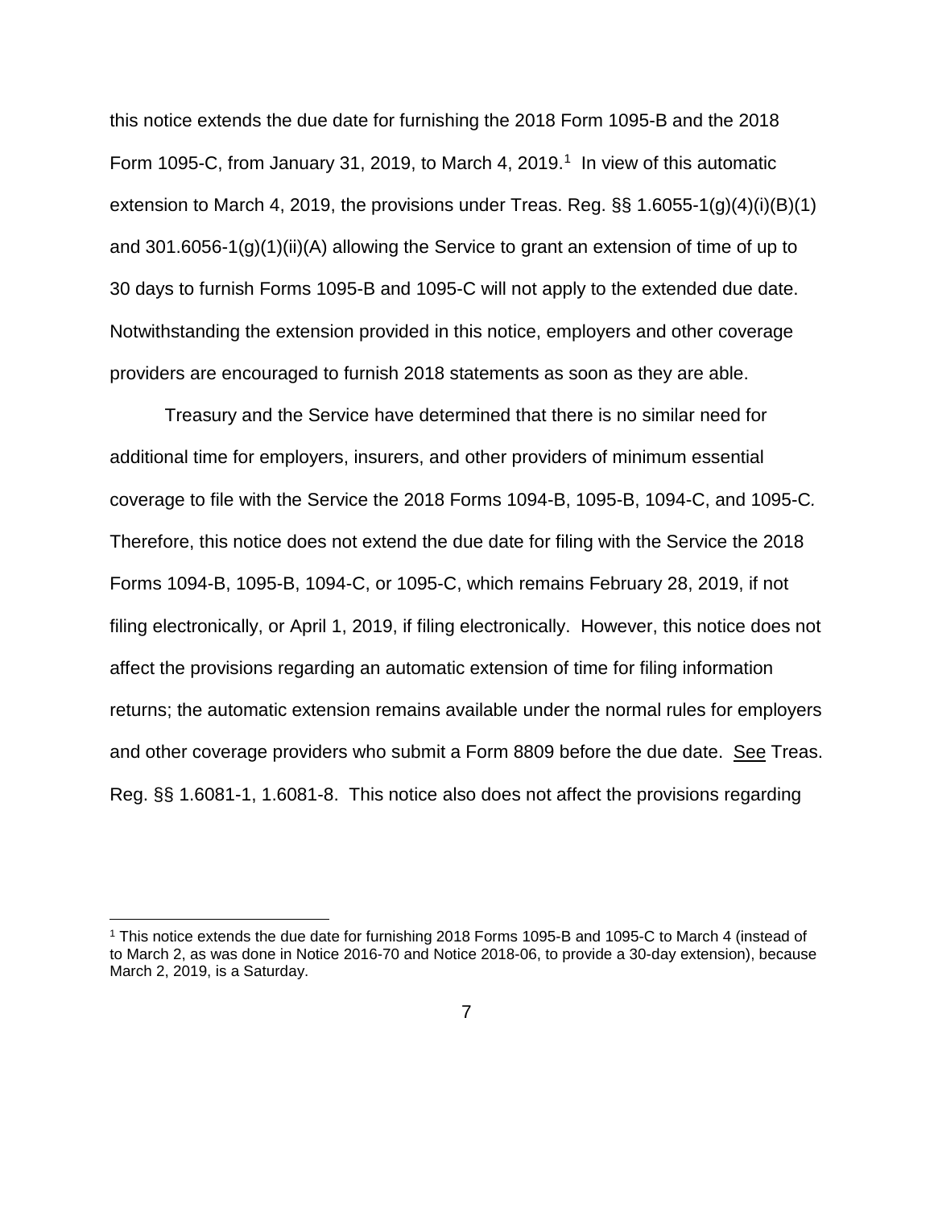this notice extends the due date for furnishing the 2018 Form 1095-B and the 2018 Form 1095-C, from January 31, 2019, to March 4, 2019.[1] In view of this automatic extension to March 4, 2019, the provisions under Treas. Reg. §§ 1.6055-1(g)(4)(i)(B)(1) and 301.6056-1(g)(1)(ii)(A) allowing the Service to grant an extension of time of up to 30 days to furnish Forms 1095-B and 1095-C will not apply to the extended due date. Notwithstanding the extension provided in this notice, employers and other coverage providers are encouraged to furnish 2018 statements as soon as they are able.

Treasury and the Service have determined that there is no similar need for additional time for employers, insurers, and other providers of minimum essential coverage to file with the Service the 2018 Forms 1094-B, 1095-B, 1094-C, and 1095-C. Therefore, this notice does not extend the due date for filing with the Service the 2018 Forms 1094-B, 1095-B, 1094-C, or 1095-C, which remains February 28, 2019, if not filing electronically, or April 1, 2019, if filing electronically. However, this notice does not affect the provisions regarding an automatic extension of time for filing information returns; the automatic extension remains available under the normal rules for employers and other coverage providers who submit a Form 8809 before the due date. See Treas. Reg. §§ 1.6081-1, 1.6081-8. This notice also does not affect the provisions regarding

[1] This notice extends the due date for furnishing 2018 Forms 1095-B and 1095-C to March 4 (instead of to March 2, as was done in Notice 2016-70 and Notice 2018-06, to provide a 30-day extension), because March 2, 2019, is a Saturday.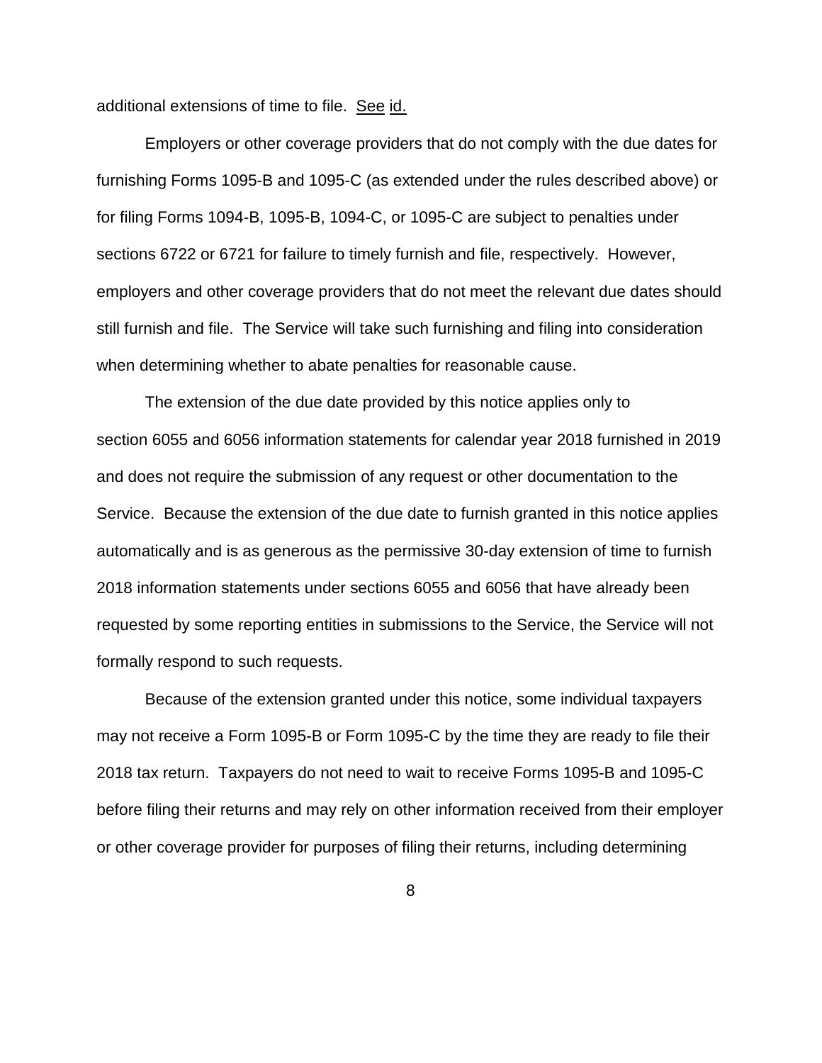additional extensions of time to file. See id.

Employers or other coverage providers that do not comply with the due dates for furnishing Forms 1095-B and 1095-C (as extended under the rules described above) or for filing Forms 1094-B, 1095-B, 1094-C, or 1095-C are subject to penalties under sections 6722 or 6721 for failure to timely furnish and file, respectively. However, employers and other coverage providers that do not meet the relevant due dates should still furnish and file. The Service will take such furnishing and filing into consideration when determining whether to abate penalties for reasonable cause.

The extension of the due date provided by this notice applies only to section 6055 and 6056 information statements for calendar year 2018 furnished in 2019 and does not require the submission of any request or other documentation to the Service. Because the extension of the due date to furnish granted in this notice applies automatically and is as generous as the permissive 30-day extension of time to furnish 2018 information statements under sections 6055 and 6056 that have already been requested by some reporting entities in submissions to the Service, the Service will not formally respond to such requests.

Because of the extension granted under this notice, some individual taxpayers may not receive a Form 1095-B or Form 1095-C by the time they are ready to file their 2018 tax return. Taxpayers do not need to wait to receive Forms 1095-B and 1095-C before filing their returns and may rely on other information received from their employer or other coverage provider for purposes of filing their returns, including determining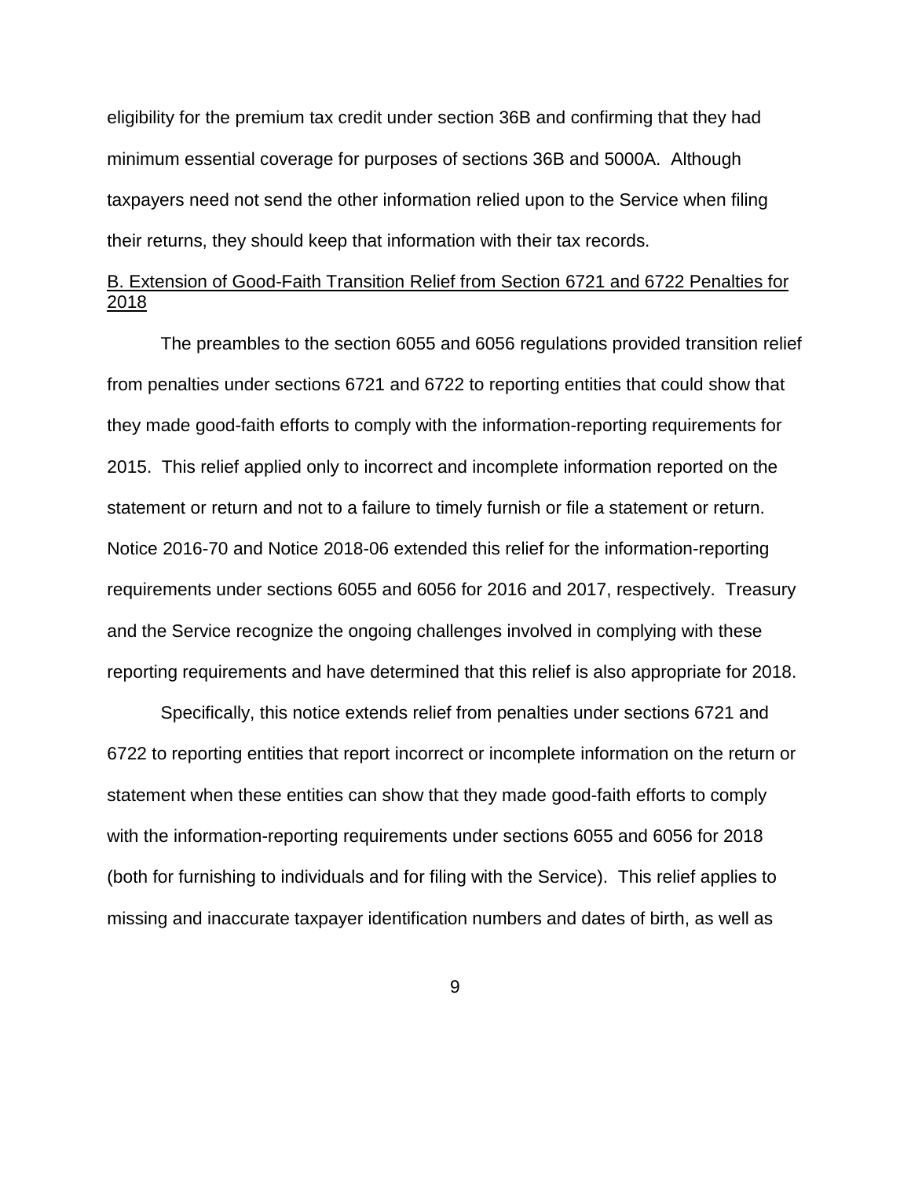eligibility for the premium tax credit under section 36B and confirming that they had minimum essential coverage for purposes of sections 36B and 5000A. Although taxpayers need not send the other information relied upon to the Service when filing their returns, they should keep that information with their tax records.

B. Extension of Good-Faith Transition Relief from Section 6721 and 6722 Penalties for 2018

The preambles to the section 6055 and 6056 regulations provided transition relief from penalties under sections 6721 and 6722 to reporting entities that could show that they made good-faith efforts to comply with the information-reporting requirements for 2015. This relief applied only to incorrect and incomplete information reported on the statement or return and not to a failure to timely furnish or file a statement or return. Notice 2016-70 and Notice 2018-06 extended this relief for the information-reporting requirements under sections 6055 and 6056 for 2016 and 2017, respectively. Treasury and the Service recognize the ongoing challenges involved in complying with these reporting requirements and have determined that this relief is also appropriate for 2018.

Specifically, this notice extends relief from penalties under sections 6721 and 6722 to reporting entities that report incorrect or incomplete information on the return or statement when these entities can show that they made good-faith efforts to comply with the information-reporting requirements under sections 6055 and 6056 for 2018 (both for furnishing to individuals and for filing with the Service). This relief applies to missing and inaccurate taxpayer identification numbers and dates of birth, as well as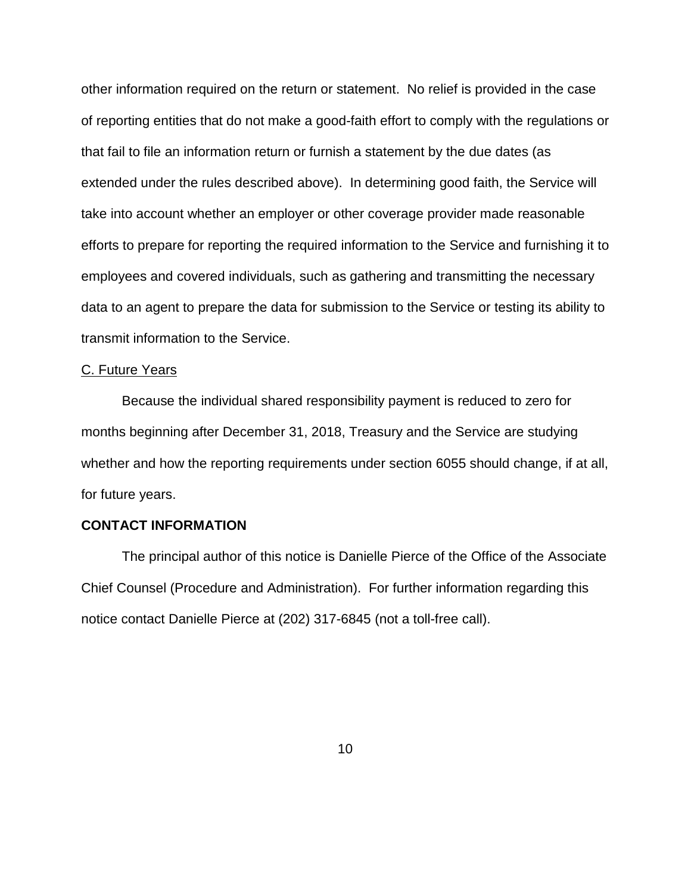other information required on the return or statement. No relief is provided in the case of reporting entities that do not make a good-faith effort to comply with the regulations or that fail to file an information return or furnish a statement by the due dates (as extended under the rules described above). In determining good faith, the Service will take into account whether an employer or other coverage provider made reasonable efforts to prepare for reporting the required information to the Service and furnishing it to employees and covered individuals, such as gathering and transmitting the necessary data to an agent to prepare the data for submission to the Service or testing its ability to transmit information to the Service.

C. Future Years

Because the individual shared responsibility payment is reduced to zero for months beginning after December 31, 2018, Treasury and the Service are studying whether and how the reporting requirements under section 6055 should change, if at all, for future years.

**CONTACT INFORMATION**

The principal author of this notice is Danielle Pierce of the Office of the Associate Chief Counsel (Procedure and Administration). For further information regarding this notice contact Danielle Pierce at (202) 317-6845 (not a toll-free call).